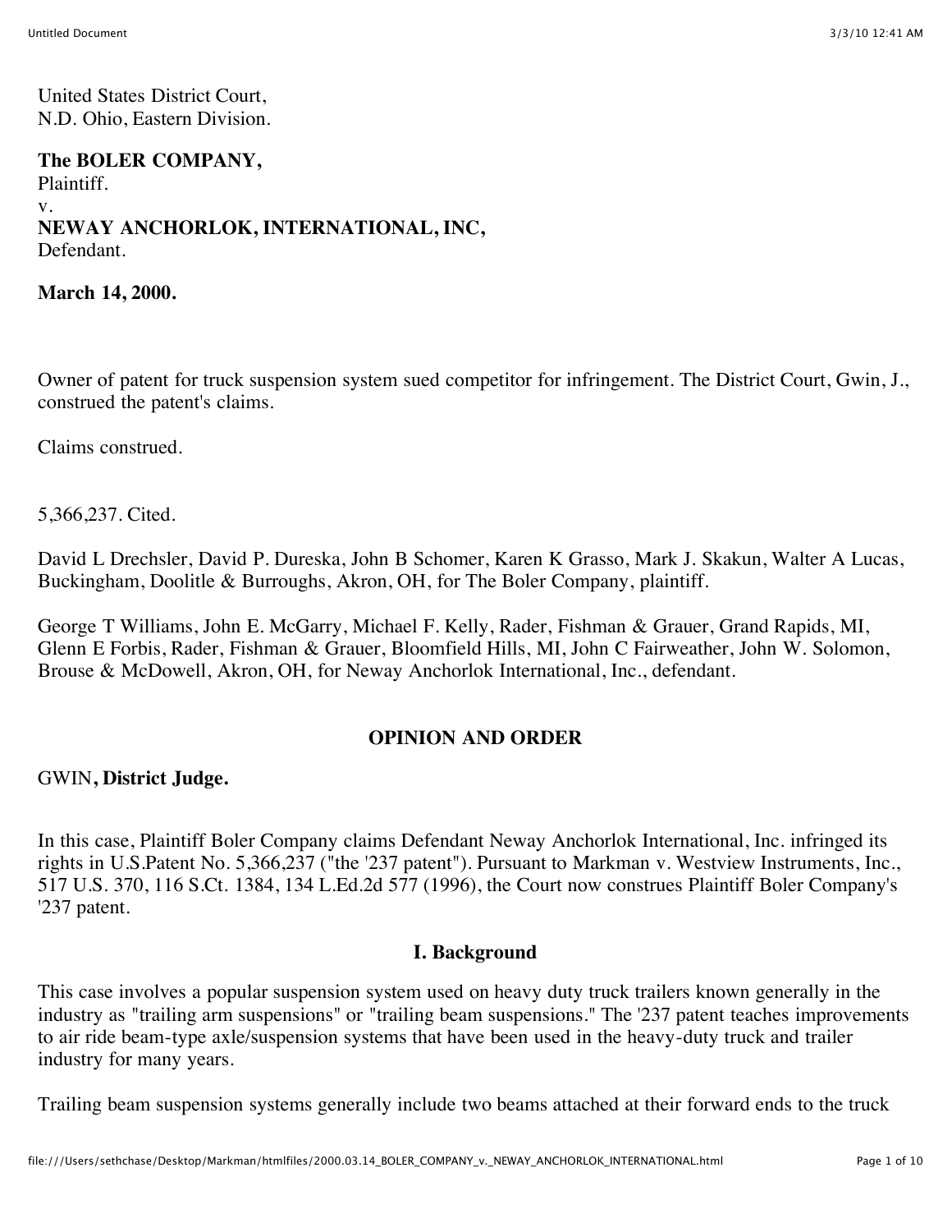United States District Court,
N.D. Ohio, Eastern Division.

**The BOLER COMPANY,**
Plaintiff.
v.
**NEWAY ANCHORLOK, INTERNATIONAL, INC,**
Defendant.

**March 14, 2000.**

Owner of patent for truck suspension system sued competitor for infringement. The District Court, Gwin, J., construed the patent's claims.

Claims construed.

5,366,237. Cited.

David L Drechsler, David P. Dureska, John B Schomer, Karen K Grasso, Mark J. Skakun, Walter A Lucas, Buckingham, Doolitle & Burroughs, Akron, OH, for The Boler Company, plaintiff.

George T Williams, John E. McGarry, Michael F. Kelly, Rader, Fishman & Grauer, Grand Rapids, MI, Glenn E Forbis, Rader, Fishman & Grauer, Bloomfield Hills, MI, John C Fairweather, John W. Solomon, Brouse & McDowell, Akron, OH, for Neway Anchorlok International, Inc., defendant.

## OPINION AND ORDER

GWIN**, District Judge.**

In this case, Plaintiff Boler Company claims Defendant Neway Anchorlok International, Inc. infringed its rights in U.S.Patent No. 5,366,237 ("the '237 patent"). Pursuant to Markman v. Westview Instruments, Inc., 517 U.S. 370, 116 S.Ct. 1384, 134 L.Ed.2d 577 (1996), the Court now construes Plaintiff Boler Company's '237 patent.

### I. Background

This case involves a popular suspension system used on heavy duty truck trailers known generally in the industry as "trailing arm suspensions" or "trailing beam suspensions." The '237 patent teaches improvements to air ride beam-type axle/suspension systems that have been used in the heavy-duty truck and trailer industry for many years.

Trailing beam suspension systems generally include two beams attached at their forward ends to the truck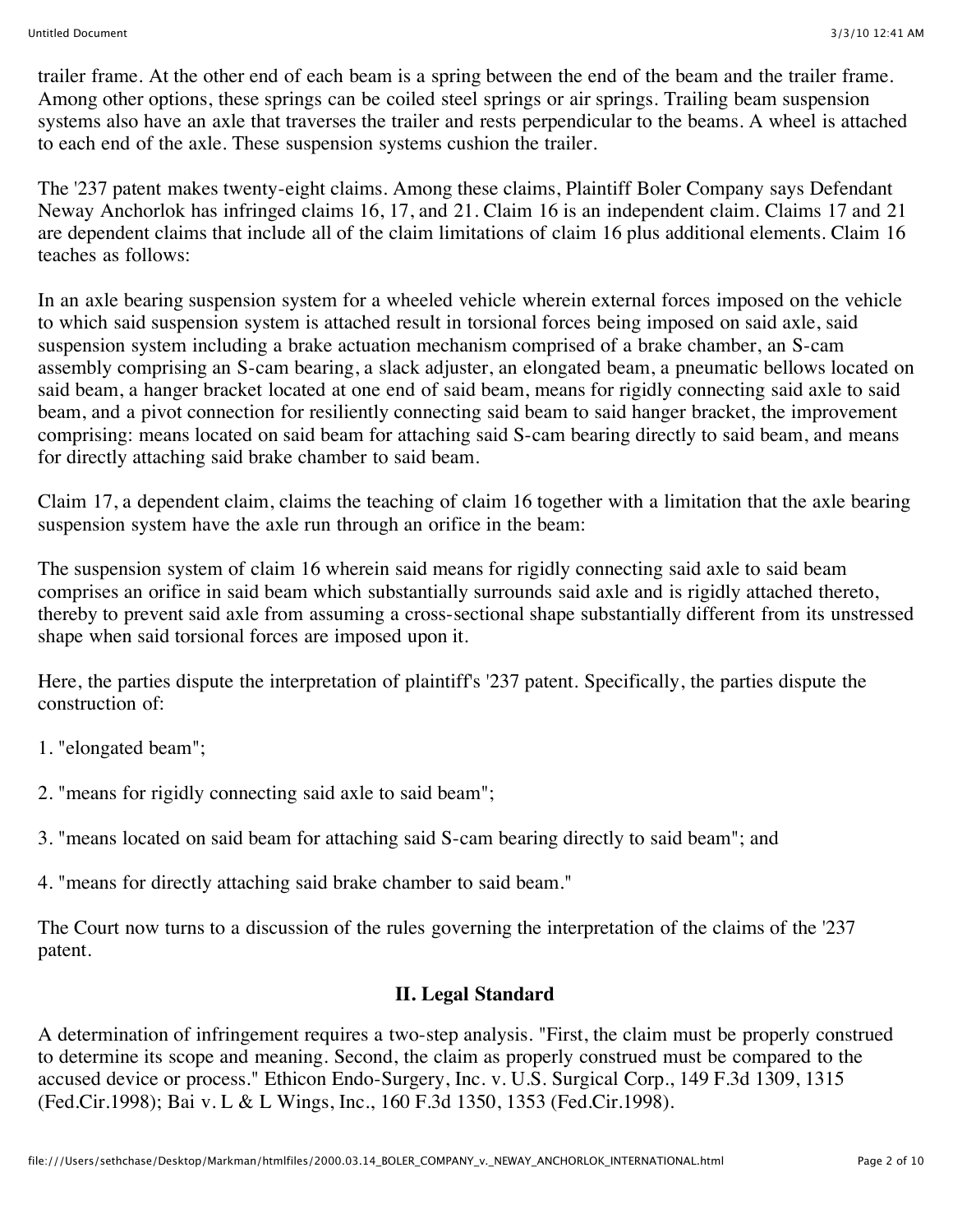trailer frame. At the other end of each beam is a spring between the end of the beam and the trailer frame. Among other options, these springs can be coiled steel springs or air springs. Trailing beam suspension systems also have an axle that traverses the trailer and rests perpendicular to the beams. A wheel is attached to each end of the axle. These suspension systems cushion the trailer.

The '237 patent makes twenty-eight claims. Among these claims, Plaintiff Boler Company says Defendant Neway Anchorlok has infringed claims 16, 17, and 21. Claim 16 is an independent claim. Claims 17 and 21 are dependent claims that include all of the claim limitations of claim 16 plus additional elements. Claim 16 teaches as follows:

In an axle bearing suspension system for a wheeled vehicle wherein external forces imposed on the vehicle to which said suspension system is attached result in torsional forces being imposed on said axle, said suspension system including a brake actuation mechanism comprised of a brake chamber, an S-cam assembly comprising an S-cam bearing, a slack adjuster, an elongated beam, a pneumatic bellows located on said beam, a hanger bracket located at one end of said beam, means for rigidly connecting said axle to said beam, and a pivot connection for resiliently connecting said beam to said hanger bracket, the improvement comprising: means located on said beam for attaching said S-cam bearing directly to said beam, and means for directly attaching said brake chamber to said beam.

Claim 17, a dependent claim, claims the teaching of claim 16 together with a limitation that the axle bearing suspension system have the axle run through an orifice in the beam:

The suspension system of claim 16 wherein said means for rigidly connecting said axle to said beam comprises an orifice in said beam which substantially surrounds said axle and is rigidly attached thereto, thereby to prevent said axle from assuming a cross-sectional shape substantially different from its unstressed shape when said torsional forces are imposed upon it.

Here, the parties dispute the interpretation of plaintiff's '237 patent. Specifically, the parties dispute the construction of:

1. "elongated beam";

2. "means for rigidly connecting said axle to said beam";

3. "means located on said beam for attaching said S-cam bearing directly to said beam"; and

4. "means for directly attaching said brake chamber to said beam."

The Court now turns to a discussion of the rules governing the interpretation of the claims of the '237 patent.

## II. Legal Standard

A determination of infringement requires a two-step analysis. "First, the claim must be properly construed to determine its scope and meaning. Second, the claim as properly construed must be compared to the accused device or process." Ethicon Endo-Surgery, Inc. v. U.S. Surgical Corp., 149 F.3d 1309, 1315 (Fed.Cir.1998); Bai v. L & L Wings, Inc., 160 F.3d 1350, 1353 (Fed.Cir.1998).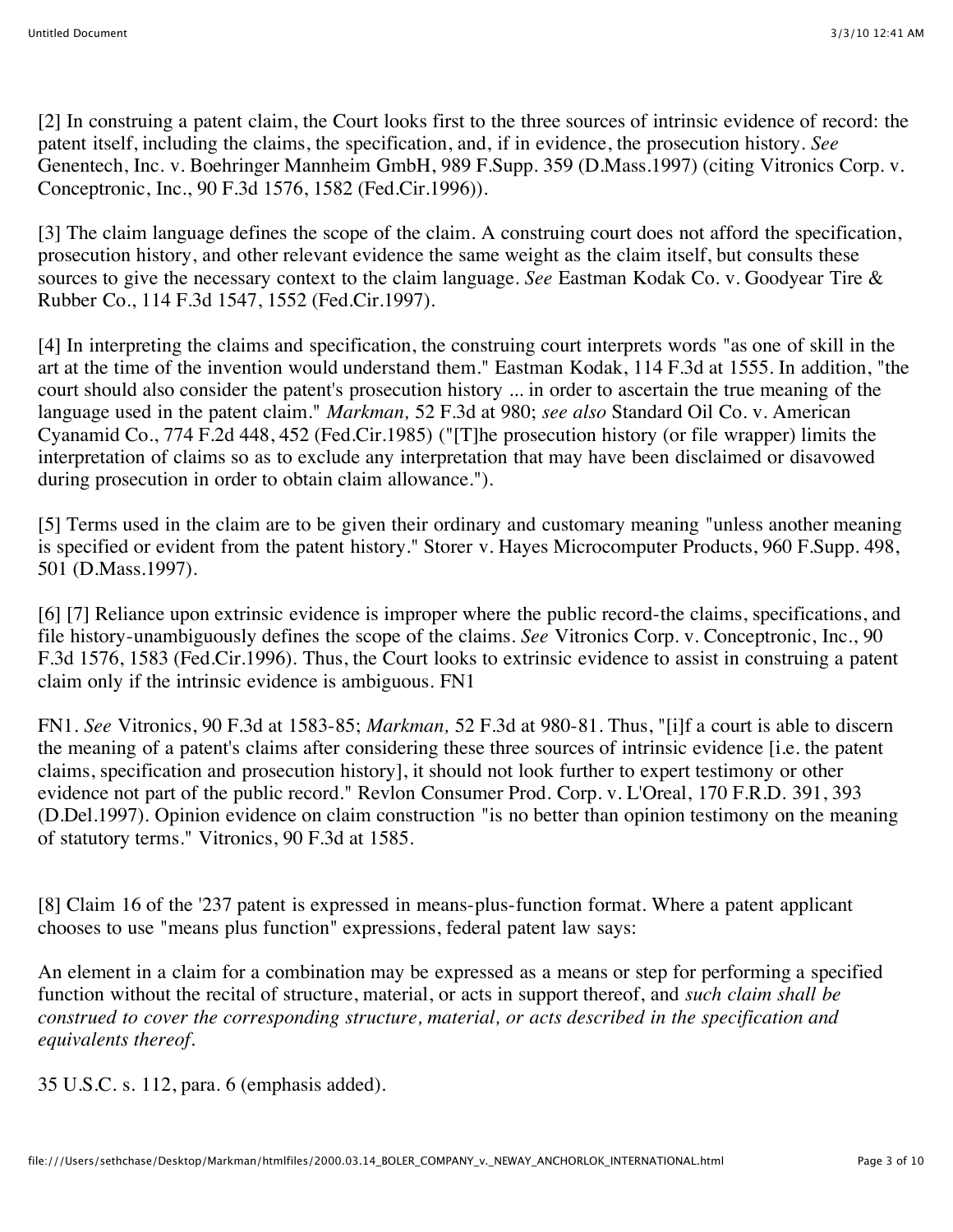[2] In construing a patent claim, the Court looks first to the three sources of intrinsic evidence of record: the patent itself, including the claims, the specification, and, if in evidence, the prosecution history. *See* Genentech, Inc. v. Boehringer Mannheim GmbH, 989 F.Supp. 359 (D.Mass.1997) (citing Vitronics Corp. v. Conceptronic, Inc., 90 F.3d 1576, 1582 (Fed.Cir.1996)).

[3] The claim language defines the scope of the claim. A construing court does not afford the specification, prosecution history, and other relevant evidence the same weight as the claim itself, but consults these sources to give the necessary context to the claim language. *See* Eastman Kodak Co. v. Goodyear Tire & Rubber Co., 114 F.3d 1547, 1552 (Fed.Cir.1997).

[4] In interpreting the claims and specification, the construing court interprets words "as one of skill in the art at the time of the invention would understand them." Eastman Kodak, 114 F.3d at 1555. In addition, "the court should also consider the patent's prosecution history ... in order to ascertain the true meaning of the language used in the patent claim." *Markman,* 52 F.3d at 980; *see also* Standard Oil Co. v. American Cyanamid Co., 774 F.2d 448, 452 (Fed.Cir.1985) ("[T]he prosecution history (or file wrapper) limits the interpretation of claims so as to exclude any interpretation that may have been disclaimed or disavowed during prosecution in order to obtain claim allowance.").

[5] Terms used in the claim are to be given their ordinary and customary meaning "unless another meaning is specified or evident from the patent history." Storer v. Hayes Microcomputer Products, 960 F.Supp. 498, 501 (D.Mass.1997).

[6] [7] Reliance upon extrinsic evidence is improper where the public record-the claims, specifications, and file history-unambiguously defines the scope of the claims. *See* Vitronics Corp. v. Conceptronic, Inc., 90 F.3d 1576, 1583 (Fed.Cir.1996). Thus, the Court looks to extrinsic evidence to assist in construing a patent claim only if the intrinsic evidence is ambiguous. FN1

FN1. *See* Vitronics, 90 F.3d at 1583-85; *Markman,* 52 F.3d at 980-81. Thus, "[i]f a court is able to discern the meaning of a patent's claims after considering these three sources of intrinsic evidence [i.e. the patent claims, specification and prosecution history], it should not look further to expert testimony or other evidence not part of the public record." Revlon Consumer Prod. Corp. v. L'Oreal, 170 F.R.D. 391, 393 (D.Del.1997). Opinion evidence on claim construction "is no better than opinion testimony on the meaning of statutory terms." Vitronics, 90 F.3d at 1585.

[8] Claim 16 of the '237 patent is expressed in means-plus-function format. Where a patent applicant chooses to use "means plus function" expressions, federal patent law says:

An element in a claim for a combination may be expressed as a means or step for performing a specified function without the recital of structure, material, or acts in support thereof, and *such claim shall be construed to cover the corresponding structure, material, or acts described in the specification and equivalents thereof.*

35 U.S.C. s. 112, para. 6 (emphasis added).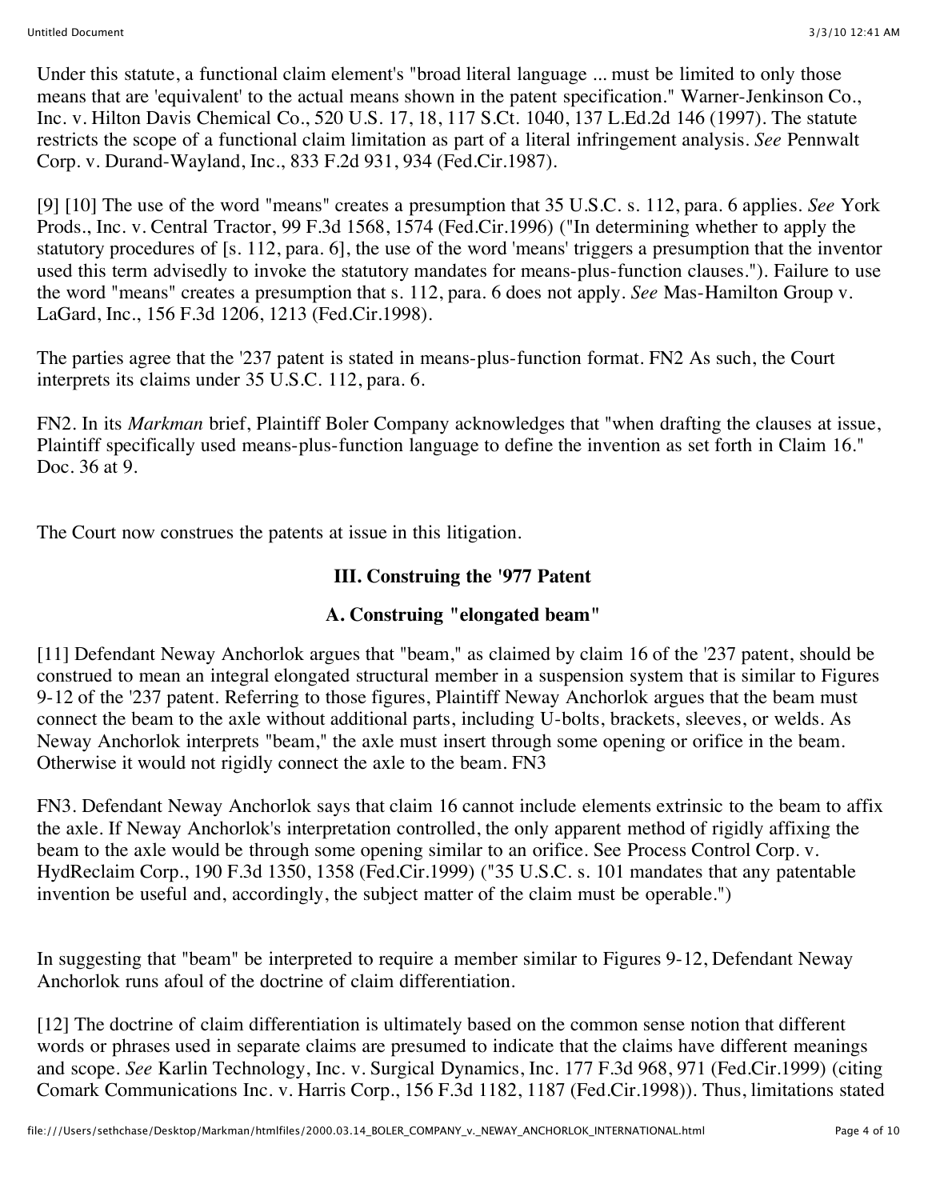Under this statute, a functional claim element's "broad literal language ... must be limited to only those means that are 'equivalent' to the actual means shown in the patent specification." Warner-Jenkinson Co., Inc. v. Hilton Davis Chemical Co., 520 U.S. 17, 18, 117 S.Ct. 1040, 137 L.Ed.2d 146 (1997). The statute restricts the scope of a functional claim limitation as part of a literal infringement analysis. *See* Pennwalt Corp. v. Durand-Wayland, Inc., 833 F.2d 931, 934 (Fed.Cir.1987).

[9] [10] The use of the word "means" creates a presumption that 35 U.S.C. s. 112, para. 6 applies. *See* York Prods., Inc. v. Central Tractor, 99 F.3d 1568, 1574 (Fed.Cir.1996) ("In determining whether to apply the statutory procedures of [s. 112, para. 6], the use of the word 'means' triggers a presumption that the inventor used this term advisedly to invoke the statutory mandates for means-plus-function clauses."). Failure to use the word "means" creates a presumption that s. 112, para. 6 does not apply. *See* Mas-Hamilton Group v. LaGard, Inc., 156 F.3d 1206, 1213 (Fed.Cir.1998).

The parties agree that the '237 patent is stated in means-plus-function format. FN2 As such, the Court interprets its claims under 35 U.S.C. 112, para. 6.

FN2. In its *Markman* brief, Plaintiff Boler Company acknowledges that "when drafting the clauses at issue, Plaintiff specifically used means-plus-function language to define the invention as set forth in Claim 16." Doc. 36 at 9.

The Court now construes the patents at issue in this litigation.

## III. Construing the '977 Patent

### A. Construing "elongated beam"

[11] Defendant Neway Anchorlok argues that "beam," as claimed by claim 16 of the '237 patent, should be construed to mean an integral elongated structural member in a suspension system that is similar to Figures 9-12 of the '237 patent. Referring to those figures, Plaintiff Neway Anchorlok argues that the beam must connect the beam to the axle without additional parts, including U-bolts, brackets, sleeves, or welds. As Neway Anchorlok interprets "beam," the axle must insert through some opening or orifice in the beam. Otherwise it would not rigidly connect the axle to the beam. FN3

FN3. Defendant Neway Anchorlok says that claim 16 cannot include elements extrinsic to the beam to affix the axle. If Neway Anchorlok's interpretation controlled, the only apparent method of rigidly affixing the beam to the axle would be through some opening similar to an orifice. See Process Control Corp. v. HydReclaim Corp., 190 F.3d 1350, 1358 (Fed.Cir.1999) ("35 U.S.C. s. 101 mandates that any patentable invention be useful and, accordingly, the subject matter of the claim must be operable.")

In suggesting that "beam" be interpreted to require a member similar to Figures 9-12, Defendant Neway Anchorlok runs afoul of the doctrine of claim differentiation.

[12] The doctrine of claim differentiation is ultimately based on the common sense notion that different words or phrases used in separate claims are presumed to indicate that the claims have different meanings and scope. *See* Karlin Technology, Inc. v. Surgical Dynamics, Inc. 177 F.3d 968, 971 (Fed.Cir.1999) (citing Comark Communications Inc. v. Harris Corp., 156 F.3d 1182, 1187 (Fed.Cir.1998)). Thus, limitations stated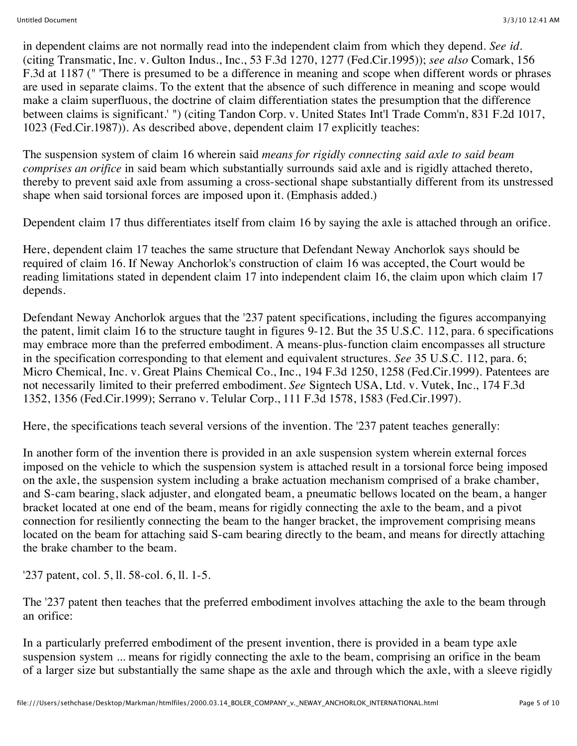in dependent claims are not normally read into the independent claim from which they depend. *See id.* (citing Transmatic, Inc. v. Gulton Indus., Inc., 53 F.3d 1270, 1277 (Fed.Cir.1995)); *see also* Comark, 156 F.3d at 1187 (" 'There is presumed to be a difference in meaning and scope when different words or phrases are used in separate claims. To the extent that the absence of such difference in meaning and scope would make a claim superfluous, the doctrine of claim differentiation states the presumption that the difference between claims is significant.' ") (citing Tandon Corp. v. United States Int'l Trade Comm'n, 831 F.2d 1017, 1023 (Fed.Cir.1987)). As described above, dependent claim 17 explicitly teaches:

The suspension system of claim 16 wherein said *means for rigidly connecting said axle to said beam comprises an orifice* in said beam which substantially surrounds said axle and is rigidly attached thereto, thereby to prevent said axle from assuming a cross-sectional shape substantially different from its unstressed shape when said torsional forces are imposed upon it. (Emphasis added.)

Dependent claim 17 thus differentiates itself from claim 16 by saying the axle is attached through an orifice.

Here, dependent claim 17 teaches the same structure that Defendant Neway Anchorlok says should be required of claim 16. If Neway Anchorlok's construction of claim 16 was accepted, the Court would be reading limitations stated in dependent claim 17 into independent claim 16, the claim upon which claim 17 depends.

Defendant Neway Anchorlok argues that the '237 patent specifications, including the figures accompanying the patent, limit claim 16 to the structure taught in figures 9-12. But the 35 U.S.C. 112, para. 6 specifications may embrace more than the preferred embodiment. A means-plus-function claim encompasses all structure in the specification corresponding to that element and equivalent structures. *See* 35 U.S.C. 112, para. 6; Micro Chemical, Inc. v. Great Plains Chemical Co., Inc., 194 F.3d 1250, 1258 (Fed.Cir.1999). Patentees are not necessarily limited to their preferred embodiment. *See* Signtech USA, Ltd. v. Vutek, Inc., 174 F.3d 1352, 1356 (Fed.Cir.1999); Serrano v. Telular Corp., 111 F.3d 1578, 1583 (Fed.Cir.1997).

Here, the specifications teach several versions of the invention. The '237 patent teaches generally:

In another form of the invention there is provided in an axle suspension system wherein external forces imposed on the vehicle to which the suspension system is attached result in a torsional force being imposed on the axle, the suspension system including a brake actuation mechanism comprised of a brake chamber, and S-cam bearing, slack adjuster, and elongated beam, a pneumatic bellows located on the beam, a hanger bracket located at one end of the beam, means for rigidly connecting the axle to the beam, and a pivot connection for resiliently connecting the beam to the hanger bracket, the improvement comprising means located on the beam for attaching said S-cam bearing directly to the beam, and means for directly attaching the brake chamber to the beam.

'237 patent, col. 5, ll. 58-col. 6, ll. 1-5.

The '237 patent then teaches that the preferred embodiment involves attaching the axle to the beam through an orifice:

In a particularly preferred embodiment of the present invention, there is provided in a beam type axle suspension system ... means for rigidly connecting the axle to the beam, comprising an orifice in the beam of a larger size but substantially the same shape as the axle and through which the axle, with a sleeve rigidly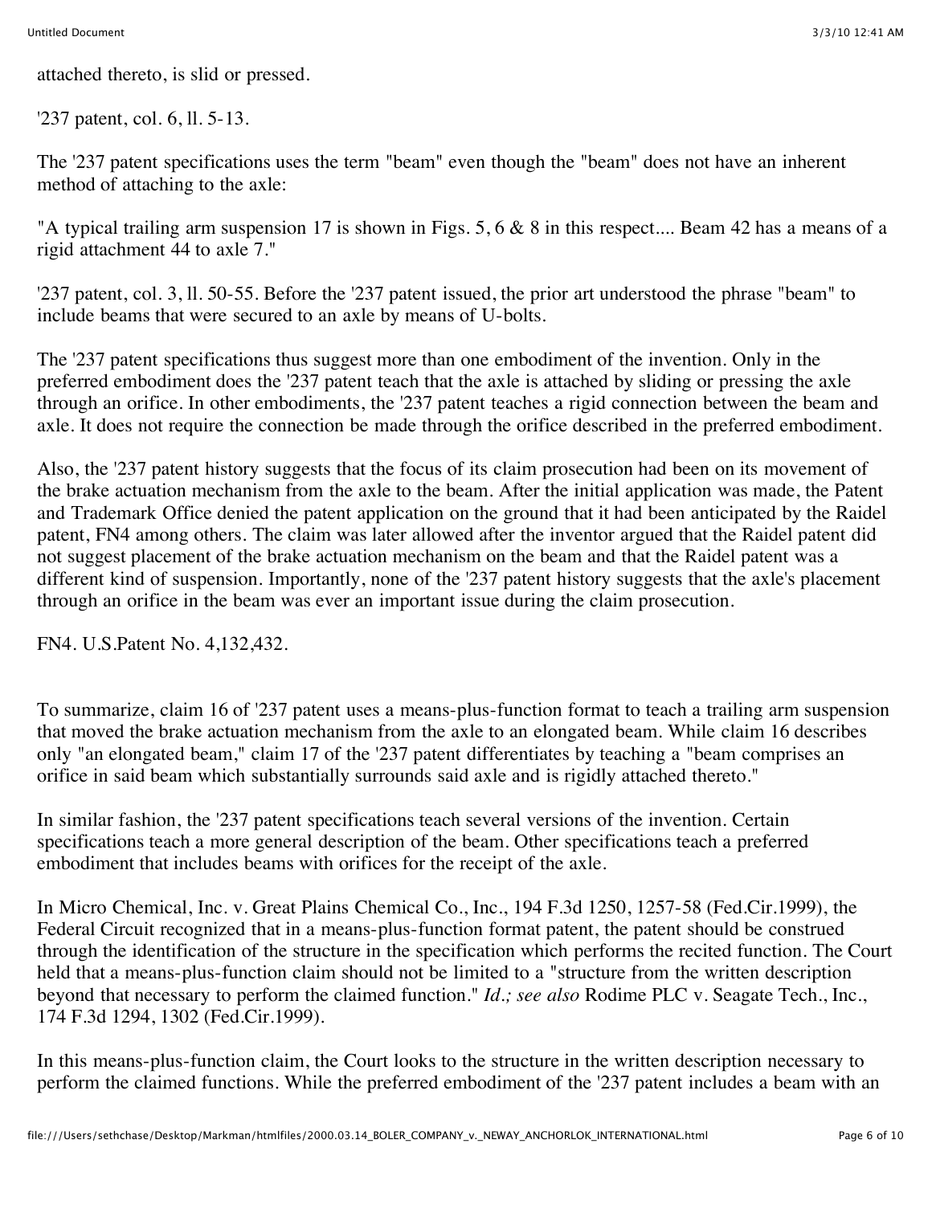attached thereto, is slid or pressed.

'237 patent, col. 6, ll. 5-13.

The '237 patent specifications uses the term "beam" even though the "beam" does not have an inherent method of attaching to the axle:

"A typical trailing arm suspension 17 is shown in Figs. 5, 6 & 8 in this respect.... Beam 42 has a means of a rigid attachment 44 to axle 7."

'237 patent, col. 3, ll. 50-55. Before the '237 patent issued, the prior art understood the phrase "beam" to include beams that were secured to an axle by means of U-bolts.

The '237 patent specifications thus suggest more than one embodiment of the invention. Only in the preferred embodiment does the '237 patent teach that the axle is attached by sliding or pressing the axle through an orifice. In other embodiments, the '237 patent teaches a rigid connection between the beam and axle. It does not require the connection be made through the orifice described in the preferred embodiment.

Also, the '237 patent history suggests that the focus of its claim prosecution had been on its movement of the brake actuation mechanism from the axle to the beam. After the initial application was made, the Patent and Trademark Office denied the patent application on the ground that it had been anticipated by the Raidel patent, FN4 among others. The claim was later allowed after the inventor argued that the Raidel patent did not suggest placement of the brake actuation mechanism on the beam and that the Raidel patent was a different kind of suspension. Importantly, none of the '237 patent history suggests that the axle's placement through an orifice in the beam was ever an important issue during the claim prosecution.

FN4. U.S.Patent No. 4,132,432.

To summarize, claim 16 of '237 patent uses a means-plus-function format to teach a trailing arm suspension that moved the brake actuation mechanism from the axle to an elongated beam. While claim 16 describes only "an elongated beam," claim 17 of the '237 patent differentiates by teaching a "beam comprises an orifice in said beam which substantially surrounds said axle and is rigidly attached thereto."

In similar fashion, the '237 patent specifications teach several versions of the invention. Certain specifications teach a more general description of the beam. Other specifications teach a preferred embodiment that includes beams with orifices for the receipt of the axle.

In Micro Chemical, Inc. v. Great Plains Chemical Co., Inc., 194 F.3d 1250, 1257-58 (Fed.Cir.1999), the Federal Circuit recognized that in a means-plus-function format patent, the patent should be construed through the identification of the structure in the specification which performs the recited function. The Court held that a means-plus-function claim should not be limited to a "structure from the written description beyond that necessary to perform the claimed function." *Id.; see also* Rodime PLC v. Seagate Tech., Inc., 174 F.3d 1294, 1302 (Fed.Cir.1999).

In this means-plus-function claim, the Court looks to the structure in the written description necessary to perform the claimed functions. While the preferred embodiment of the '237 patent includes a beam with an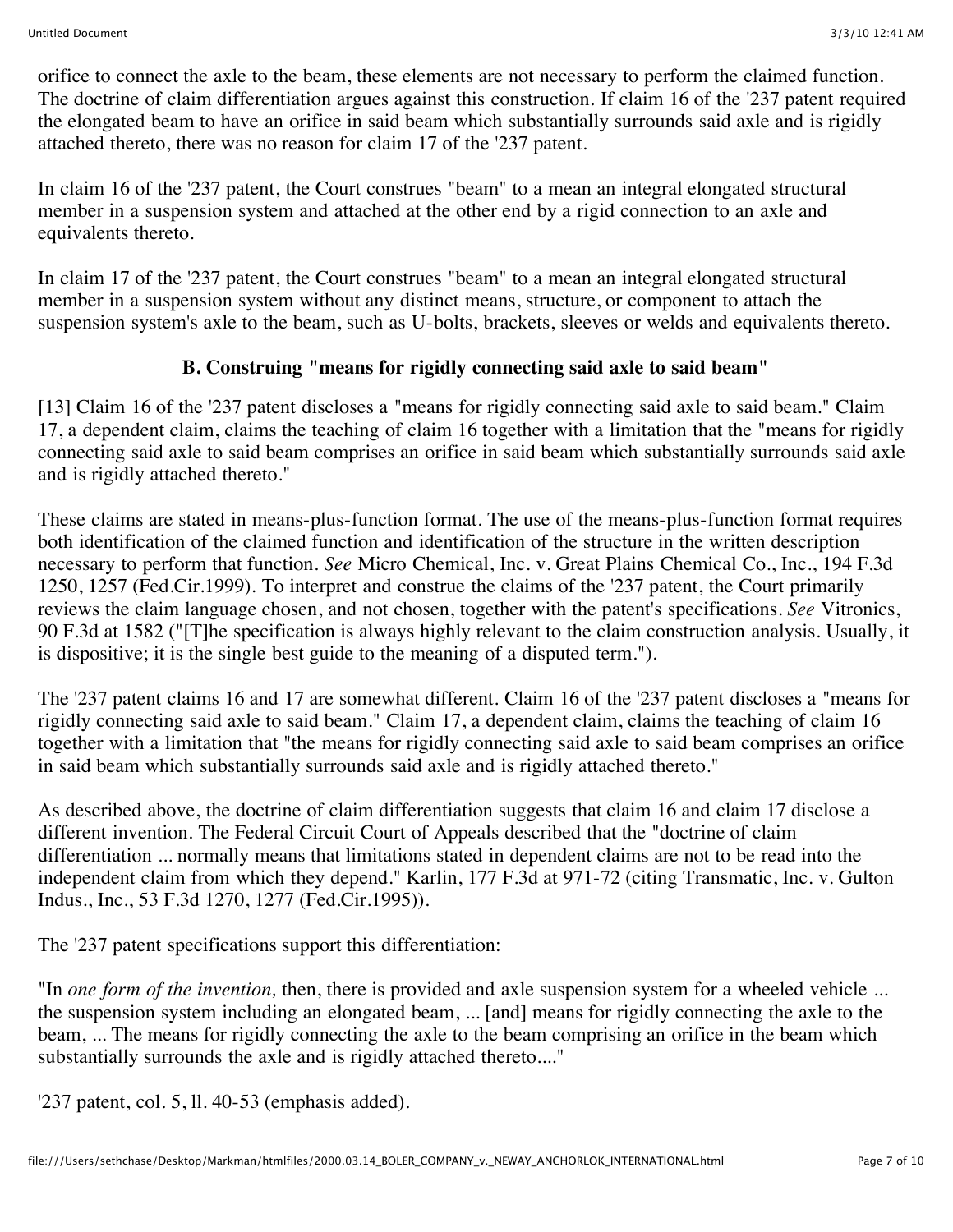orifice to connect the axle to the beam, these elements are not necessary to perform the claimed function. The doctrine of claim differentiation argues against this construction. If claim 16 of the '237 patent required the elongated beam to have an orifice in said beam which substantially surrounds said axle and is rigidly attached thereto, there was no reason for claim 17 of the '237 patent.

In claim 16 of the '237 patent, the Court construes "beam" to a mean an integral elongated structural member in a suspension system and attached at the other end by a rigid connection to an axle and equivalents thereto.

In claim 17 of the '237 patent, the Court construes "beam" to a mean an integral elongated structural member in a suspension system without any distinct means, structure, or component to attach the suspension system's axle to the beam, such as U-bolts, brackets, sleeves or welds and equivalents thereto.

### B. Construing "means for rigidly connecting said axle to said beam"

[13] Claim 16 of the '237 patent discloses a "means for rigidly connecting said axle to said beam." Claim 17, a dependent claim, claims the teaching of claim 16 together with a limitation that the "means for rigidly connecting said axle to said beam comprises an orifice in said beam which substantially surrounds said axle and is rigidly attached thereto."

These claims are stated in means-plus-function format. The use of the means-plus-function format requires both identification of the claimed function and identification of the structure in the written description necessary to perform that function. *See* Micro Chemical, Inc. v. Great Plains Chemical Co., Inc., 194 F.3d 1250, 1257 (Fed.Cir.1999). To interpret and construe the claims of the '237 patent, the Court primarily reviews the claim language chosen, and not chosen, together with the patent's specifications. *See* Vitronics, 90 F.3d at 1582 ("[T]he specification is always highly relevant to the claim construction analysis. Usually, it is dispositive; it is the single best guide to the meaning of a disputed term.").

The '237 patent claims 16 and 17 are somewhat different. Claim 16 of the '237 patent discloses a "means for rigidly connecting said axle to said beam." Claim 17, a dependent claim, claims the teaching of claim 16 together with a limitation that "the means for rigidly connecting said axle to said beam comprises an orifice in said beam which substantially surrounds said axle and is rigidly attached thereto."

As described above, the doctrine of claim differentiation suggests that claim 16 and claim 17 disclose a different invention. The Federal Circuit Court of Appeals described that the "doctrine of claim differentiation ... normally means that limitations stated in dependent claims are not to be read into the independent claim from which they depend." Karlin, 177 F.3d at 971-72 (citing Transmatic, Inc. v. Gulton Indus., Inc., 53 F.3d 1270, 1277 (Fed.Cir.1995)).

The '237 patent specifications support this differentiation:

"In *one form of the invention,* then, there is provided and axle suspension system for a wheeled vehicle ... the suspension system including an elongated beam, ... [and] means for rigidly connecting the axle to the beam, ... The means for rigidly connecting the axle to the beam comprising an orifice in the beam which substantially surrounds the axle and is rigidly attached thereto...."

'237 patent, col. 5, ll. 40-53 (emphasis added).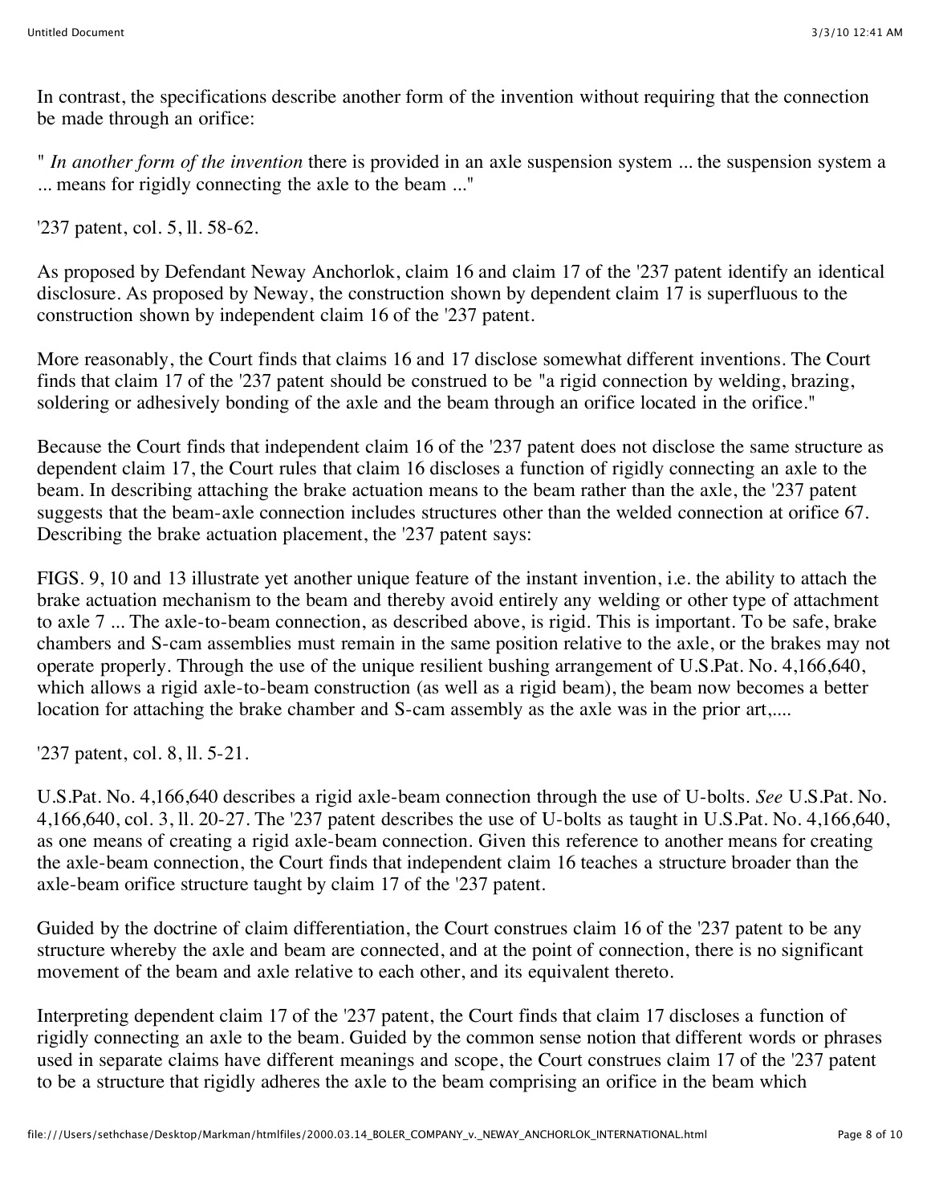In contrast, the specifications describe another form of the invention without requiring that the connection be made through an orifice:

" *In another form of the invention* there is provided in an axle suspension system ... the suspension system a ... means for rigidly connecting the axle to the beam ..."

'237 patent, col. 5, ll. 58-62.

As proposed by Defendant Neway Anchorlok, claim 16 and claim 17 of the '237 patent identify an identical disclosure. As proposed by Neway, the construction shown by dependent claim 17 is superfluous to the construction shown by independent claim 16 of the '237 patent.

More reasonably, the Court finds that claims 16 and 17 disclose somewhat different inventions. The Court finds that claim 17 of the '237 patent should be construed to be "a rigid connection by welding, brazing, soldering or adhesively bonding of the axle and the beam through an orifice located in the orifice."

Because the Court finds that independent claim 16 of the '237 patent does not disclose the same structure as dependent claim 17, the Court rules that claim 16 discloses a function of rigidly connecting an axle to the beam. In describing attaching the brake actuation means to the beam rather than the axle, the '237 patent suggests that the beam-axle connection includes structures other than the welded connection at orifice 67. Describing the brake actuation placement, the '237 patent says:

FIGS. 9, 10 and 13 illustrate yet another unique feature of the instant invention, i.e. the ability to attach the brake actuation mechanism to the beam and thereby avoid entirely any welding or other type of attachment to axle 7 ... The axle-to-beam connection, as described above, is rigid. This is important. To be safe, brake chambers and S-cam assemblies must remain in the same position relative to the axle, or the brakes may not operate properly. Through the use of the unique resilient bushing arrangement of U.S.Pat. No. 4,166,640, which allows a rigid axle-to-beam construction (as well as a rigid beam), the beam now becomes a better location for attaching the brake chamber and S-cam assembly as the axle was in the prior art,....

'237 patent, col. 8, ll. 5-21.

U.S.Pat. No. 4,166,640 describes a rigid axle-beam connection through the use of U-bolts. *See* U.S.Pat. No. 4,166,640, col. 3, ll. 20-27. The '237 patent describes the use of U-bolts as taught in U.S.Pat. No. 4,166,640, as one means of creating a rigid axle-beam connection. Given this reference to another means for creating the axle-beam connection, the Court finds that independent claim 16 teaches a structure broader than the axle-beam orifice structure taught by claim 17 of the '237 patent.

Guided by the doctrine of claim differentiation, the Court construes claim 16 of the '237 patent to be any structure whereby the axle and beam are connected, and at the point of connection, there is no significant movement of the beam and axle relative to each other, and its equivalent thereto.

Interpreting dependent claim 17 of the '237 patent, the Court finds that claim 17 discloses a function of rigidly connecting an axle to the beam. Guided by the common sense notion that different words or phrases used in separate claims have different meanings and scope, the Court construes claim 17 of the '237 patent to be a structure that rigidly adheres the axle to the beam comprising an orifice in the beam which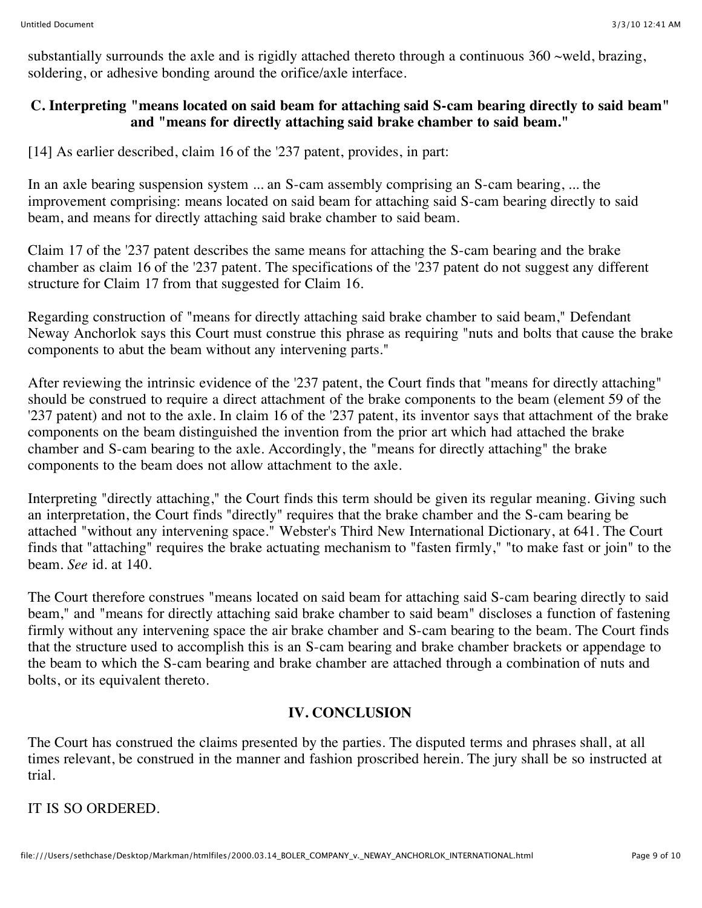substantially surrounds the axle and is rigidly attached thereto through a continuous 360 ~weld, brazing, soldering, or adhesive bonding around the orifice/axle interface.

### C. Interpreting "means located on said beam for attaching said S-cam bearing directly to said beam" and "means for directly attaching said brake chamber to said beam."

[14] As earlier described, claim 16 of the '237 patent, provides, in part:

In an axle bearing suspension system ... an S-cam assembly comprising an S-cam bearing, ... the improvement comprising: means located on said beam for attaching said S-cam bearing directly to said beam, and means for directly attaching said brake chamber to said beam.

Claim 17 of the '237 patent describes the same means for attaching the S-cam bearing and the brake chamber as claim 16 of the '237 patent. The specifications of the '237 patent do not suggest any different structure for Claim 17 from that suggested for Claim 16.

Regarding construction of "means for directly attaching said brake chamber to said beam," Defendant Neway Anchorlok says this Court must construe this phrase as requiring "nuts and bolts that cause the brake components to abut the beam without any intervening parts."

After reviewing the intrinsic evidence of the '237 patent, the Court finds that "means for directly attaching" should be construed to require a direct attachment of the brake components to the beam (element 59 of the '237 patent) and not to the axle. In claim 16 of the '237 patent, its inventor says that attachment of the brake components on the beam distinguished the invention from the prior art which had attached the brake chamber and S-cam bearing to the axle. Accordingly, the "means for directly attaching" the brake components to the beam does not allow attachment to the axle.

Interpreting "directly attaching," the Court finds this term should be given its regular meaning. Giving such an interpretation, the Court finds "directly" requires that the brake chamber and the S-cam bearing be attached "without any intervening space." Webster's Third New International Dictionary, at 641. The Court finds that "attaching" requires the brake actuating mechanism to "fasten firmly," "to make fast or join" to the beam. *See* id. at 140.

The Court therefore construes "means located on said beam for attaching said S-cam bearing directly to said beam," and "means for directly attaching said brake chamber to said beam" discloses a function of fastening firmly without any intervening space the air brake chamber and S-cam bearing to the beam. The Court finds that the structure used to accomplish this is an S-cam bearing and brake chamber brackets or appendage to the beam to which the S-cam bearing and brake chamber are attached through a combination of nuts and bolts, or its equivalent thereto.

## IV. CONCLUSION

The Court has construed the claims presented by the parties. The disputed terms and phrases shall, at all times relevant, be construed in the manner and fashion proscribed herein. The jury shall be so instructed at trial.

IT IS SO ORDERED.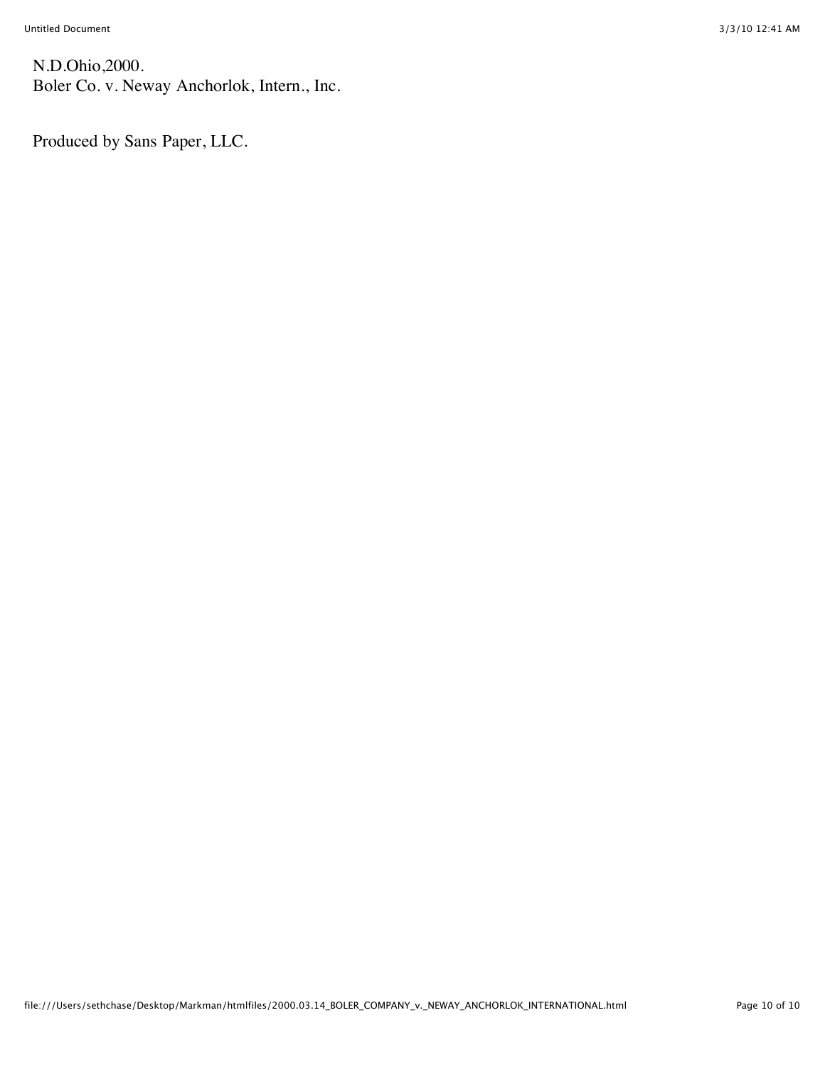N.D.Ohio,2000.
Boler Co. v. Neway Anchorlok, Intern., Inc.

Produced by Sans Paper, LLC.